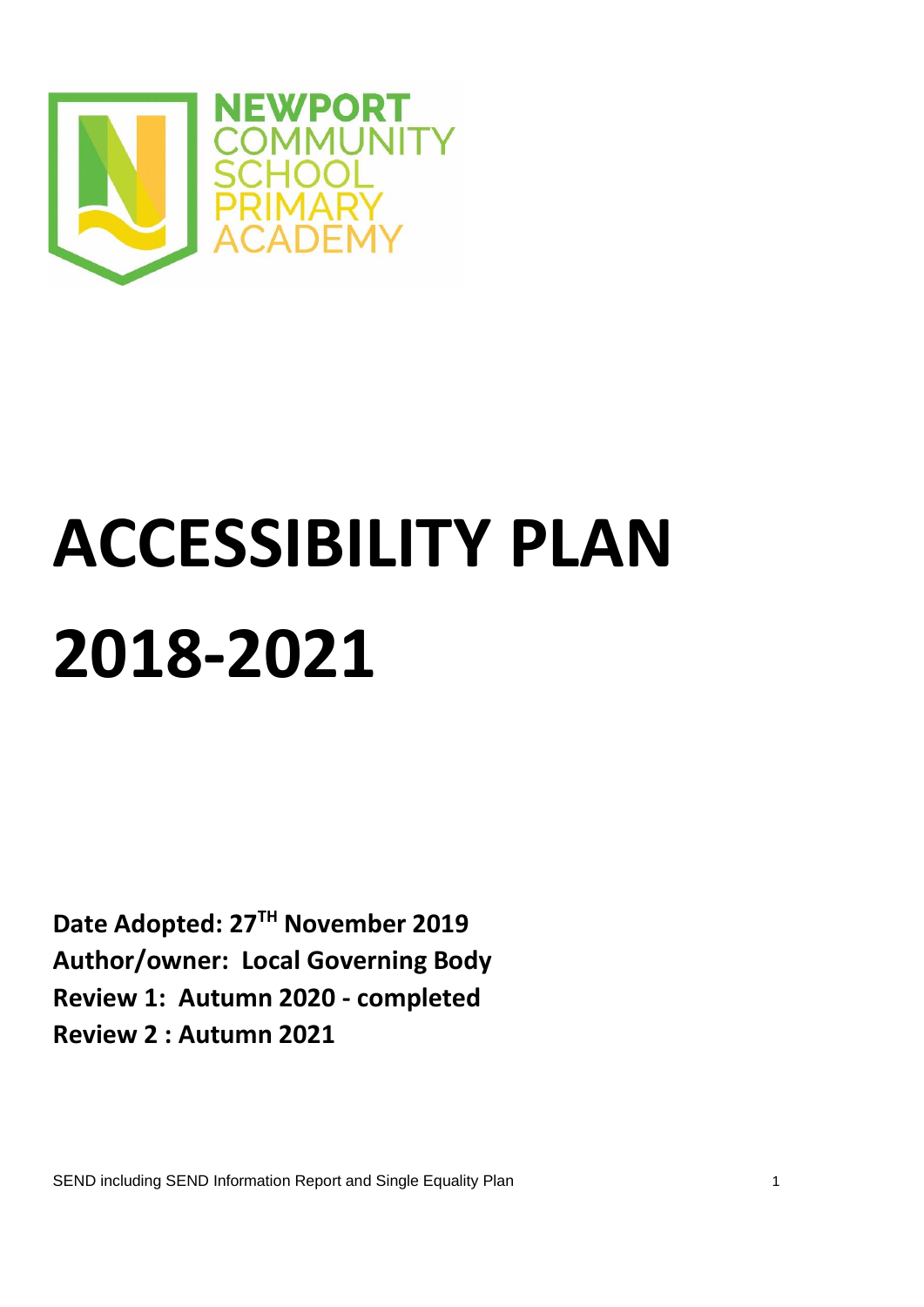NEWPORT COMMUNITY SCHOOL PRIMARY ACADEMY

# ACCESSIBILITY PLAN 2018-2021

**Date Adopted: 27TH November 2019**
**Author/owner: Local Governing Body**
**Review 1: Autumn 2020 - completed**
**Review 2 : Autumn 2021**

SEND including SEND Information Report and Single Equality Plan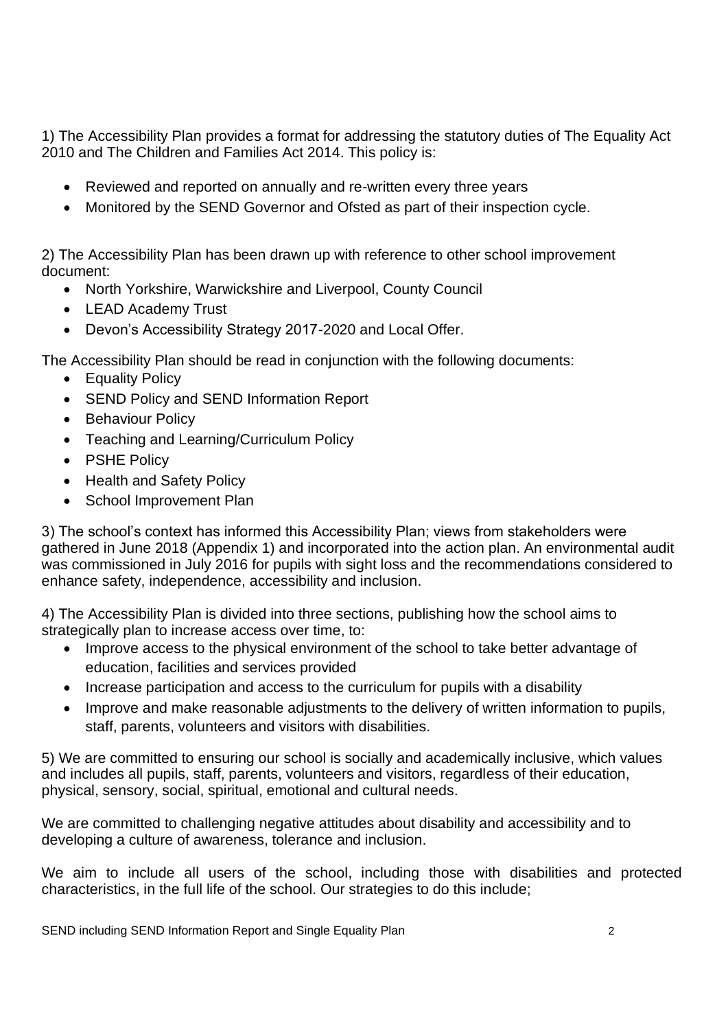1) The Accessibility Plan provides a format for addressing the statutory duties of The Equality Act 2010 and The Children and Families Act 2014. This policy is:

- Reviewed and reported on annually and re-written every three years
- Monitored by the SEND Governor and Ofsted as part of their inspection cycle.

2) The Accessibility Plan has been drawn up with reference to other school improvement document:

- North Yorkshire, Warwickshire and Liverpool, County Council
- LEAD Academy Trust
- Devon's Accessibility Strategy 2017-2020 and Local Offer.

The Accessibility Plan should be read in conjunction with the following documents:

- Equality Policy
- SEND Policy and SEND Information Report
- Behaviour Policy
- Teaching and Learning/Curriculum Policy
- PSHE Policy
- Health and Safety Policy
- School Improvement Plan

3) The school's context has informed this Accessibility Plan; views from stakeholders were gathered in June 2018 (Appendix 1) and incorporated into the action plan. An environmental audit was commissioned in July 2016 for pupils with sight loss and the recommendations considered to enhance safety, independence, accessibility and inclusion.

4) The Accessibility Plan is divided into three sections, publishing how the school aims to strategically plan to increase access over time, to:

- Improve access to the physical environment of the school to take better advantage of education, facilities and services provided
- Increase participation and access to the curriculum for pupils with a disability
- Improve and make reasonable adjustments to the delivery of written information to pupils, staff, parents, volunteers and visitors with disabilities.

5) We are committed to ensuring our school is socially and academically inclusive, which values and includes all pupils, staff, parents, volunteers and visitors, regardless of their education, physical, sensory, social, spiritual, emotional and cultural needs.

We are committed to challenging negative attitudes about disability and accessibility and to developing a culture of awareness, tolerance and inclusion.

We aim to include all users of the school, including those with disabilities and protected characteristics, in the full life of the school. Our strategies to do this include;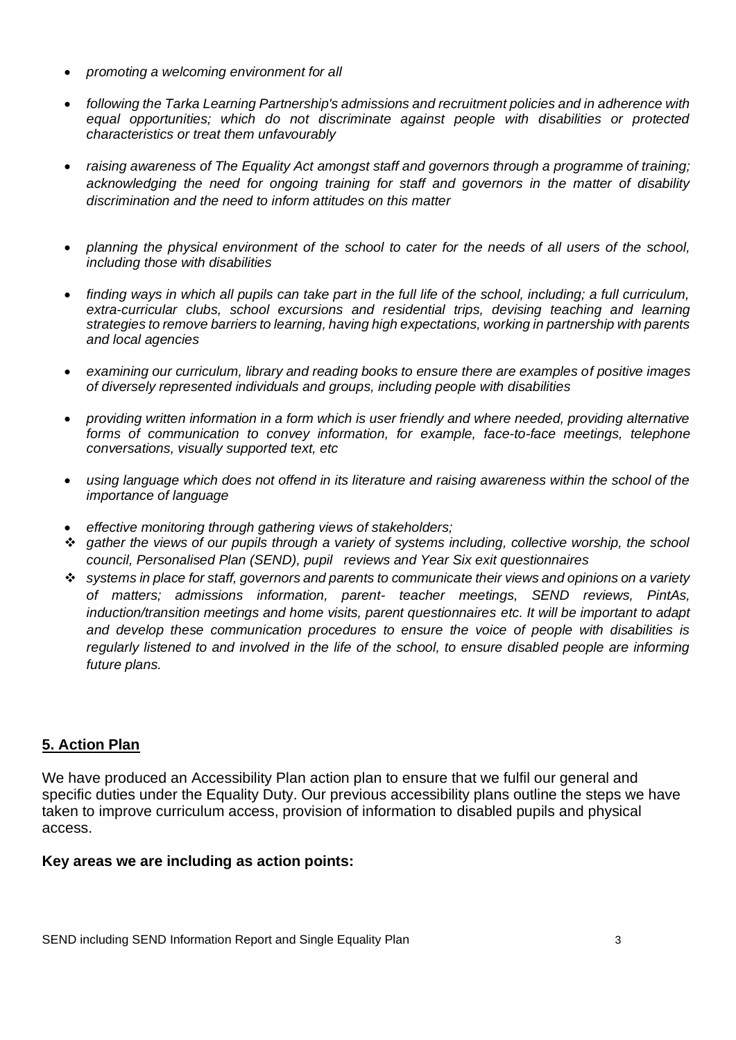- *promoting a welcoming environment for all*

- *following the Tarka Learning Partnership's admissions and recruitment policies and in adherence with equal opportunities; which do not discriminate against people with disabilities or protected characteristics or treat them unfavourably*

- *raising awareness of The Equality Act amongst staff and governors through a programme of training; acknowledging the need for ongoing training for staff and governors in the matter of disability discrimination and the need to inform attitudes on this matter*

- *planning the physical environment of the school to cater for the needs of all users of the school, including those with disabilities*

- *finding ways in which all pupils can take part in the full life of the school, including; a full curriculum, extra-curricular clubs, school excursions and residential trips, devising teaching and learning strategies to remove barriers to learning, having high expectations, working in partnership with parents and local agencies*

- *examining our curriculum, library and reading books to ensure there are examples of positive images of diversely represented individuals and groups, including people with disabilities*

- *providing written information in a form which is user friendly and where needed, providing alternative forms of communication to convey information, for example, face-to-face meetings, telephone conversations, visually supported text, etc*

- *using language which does not offend in its literature and raising awareness within the school of the importance of language*

- *effective monitoring through gathering views of stakeholders;*
  - *gather the views of our pupils through a variety of systems including, collective worship, the school council, Personalised Plan (SEND), pupil reviews and Year Six exit questionnaires*
  - *systems in place for staff, governors and parents to communicate their views and opinions on a variety of matters; admissions information, parent- teacher meetings, SEND reviews, PintAs, induction/transition meetings and home visits, parent questionnaires etc. It will be important to adapt and develop these communication procedures to ensure the voice of people with disabilities is regularly listened to and involved in the life of the school, to ensure disabled people are informing future plans.*

## 5. Action Plan

We have produced an Accessibility Plan action plan to ensure that we fulfil our general and specific duties under the Equality Duty. Our previous accessibility plans outline the steps we have taken to improve curriculum access, provision of information to disabled pupils and physical access.

**Key areas we are including as action points:**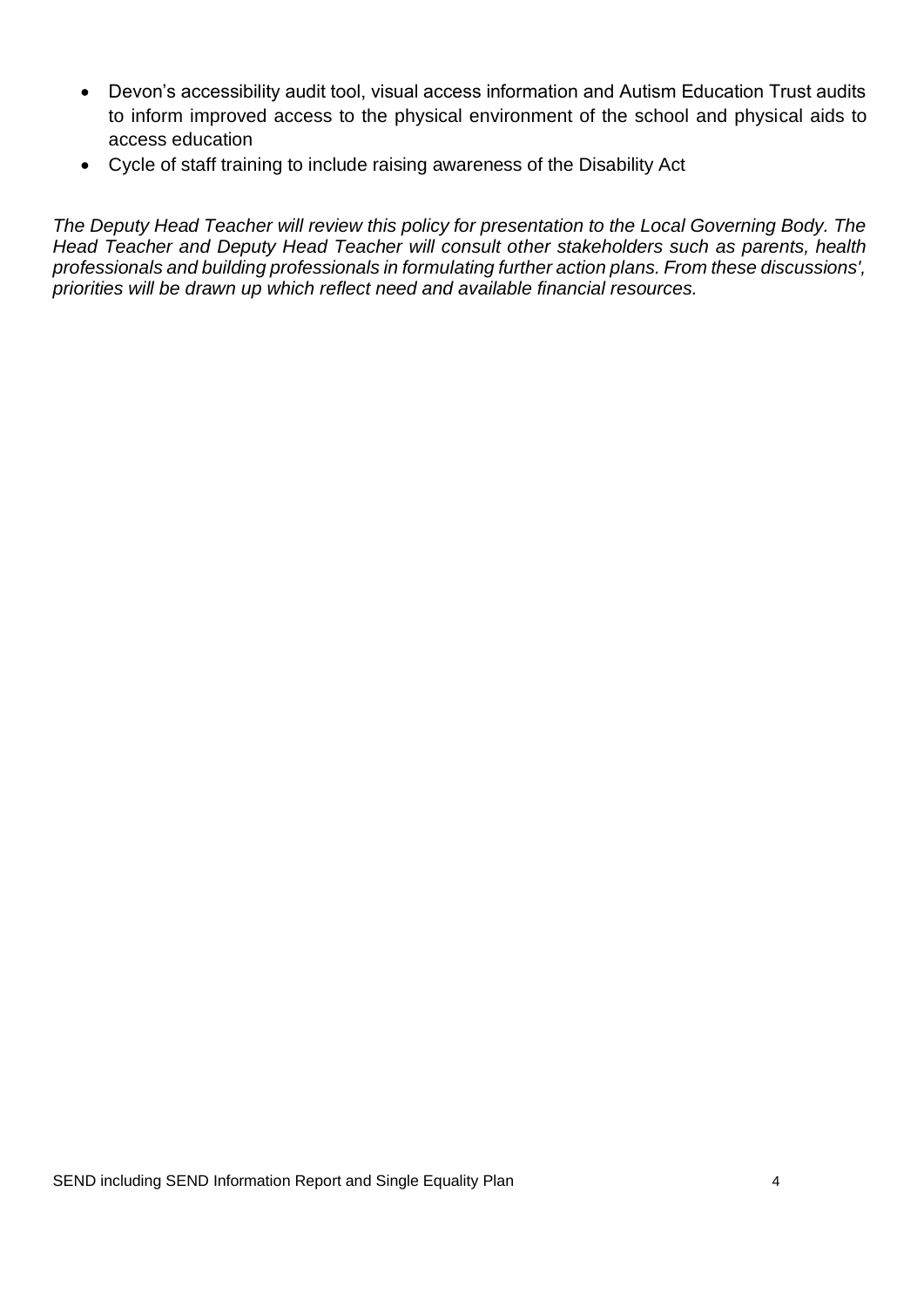- Devon's accessibility audit tool, visual access information and Autism Education Trust audits to inform improved access to the physical environment of the school and physical aids to access education
- Cycle of staff training to include raising awareness of the Disability Act

*The Deputy Head Teacher will review this policy for presentation to the Local Governing Body. The Head Teacher and Deputy Head Teacher will consult other stakeholders such as parents, health professionals and building professionals in formulating further action plans. From these discussions', priorities will be drawn up which reflect need and available financial resources.*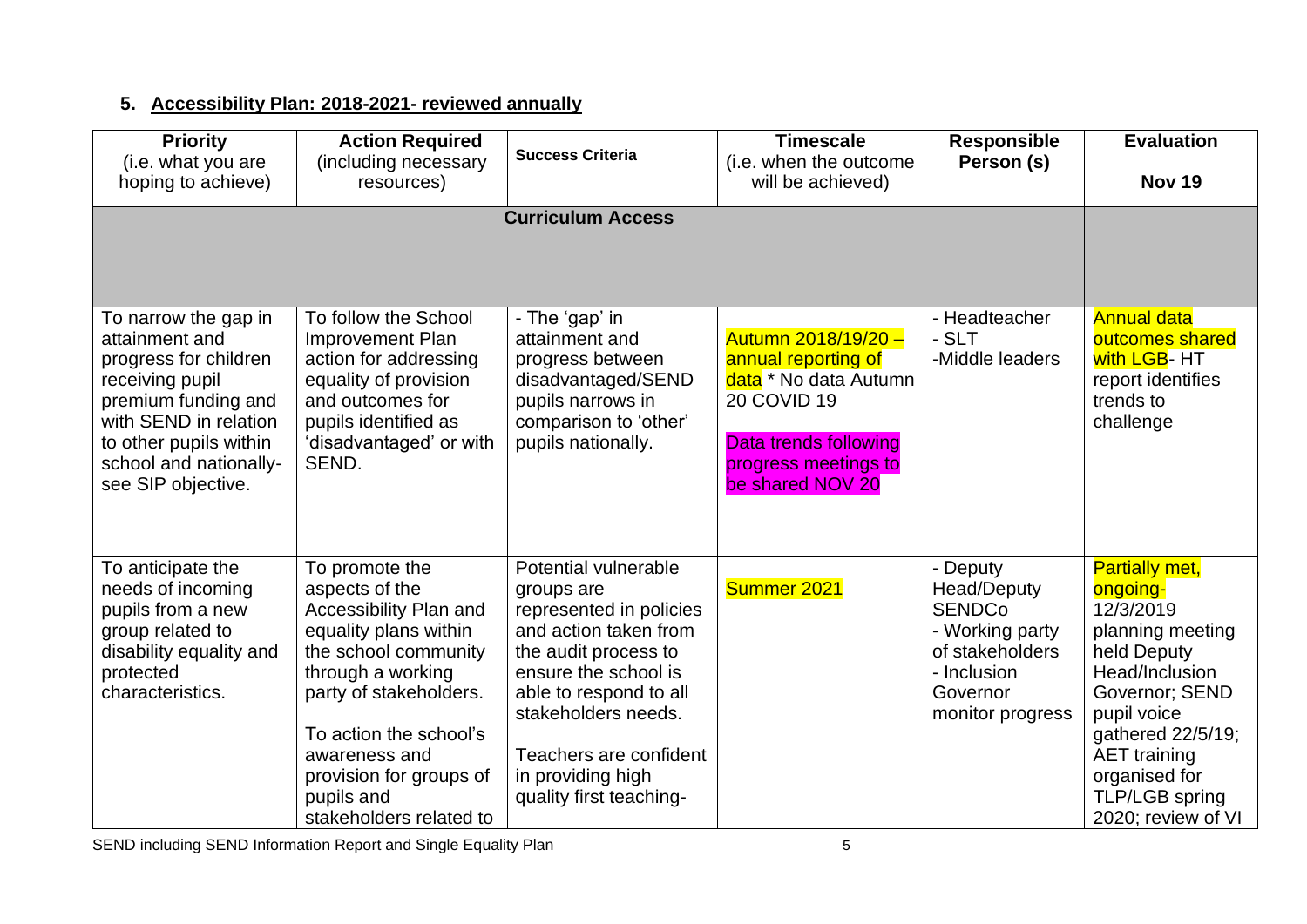## 5. Accessibility Plan: 2018-2021- reviewed annually

| Priority (i.e. what you are hoping to achieve) | Action Required (including necessary resources) | Success Criteria | Timescale (i.e. when the outcome will be achieved) | Responsible Person (s) | Evaluation Nov 19 |
|---|---|---|---|---|---|
| **Curriculum Access** | | | | | |
| To narrow the gap in attainment and progress for children receiving pupil premium funding and with SEND in relation to other pupils within school and nationally- see SIP objective. | To follow the School Improvement Plan action for addressing equality of provision and outcomes for pupils identified as 'disadvantaged' or with SEND. | - The 'gap' in attainment and progress between disadvantaged/SEND pupils narrows in comparison to 'other' pupils nationally. | Autumn 2018/19/20 – annual reporting of data * No data Autumn 20 COVID 19<br><br>Data trends following progress meetings to be shared NOV 20 | - Headteacher<br>- SLT<br>-Middle leaders | Annual data outcomes shared with LGB- HT report identifies trends to challenge |
| To anticipate the needs of incoming pupils from a new group related to disability equality and protected characteristics. | To promote the aspects of the Accessibility Plan and equality plans within the school community through a working party of stakeholders.<br><br>To action the school's awareness and provision for groups of pupils and stakeholders related to | Potential vulnerable groups are represented in policies and action taken from the audit process to ensure the school is able to respond to all stakeholders needs.<br><br>Teachers are confident in providing high quality first teaching- | Summer 2021 | - Deputy Head/Deputy SENDCo<br>- Working party of stakeholders<br>- Inclusion Governor monitor progress | Partially met, ongoing- 12/3/2019 planning meeting held Deputy Head/Inclusion Governor; SEND pupil voice gathered 22/5/19; AET training organised for TLP/LGB spring 2020; review of VI |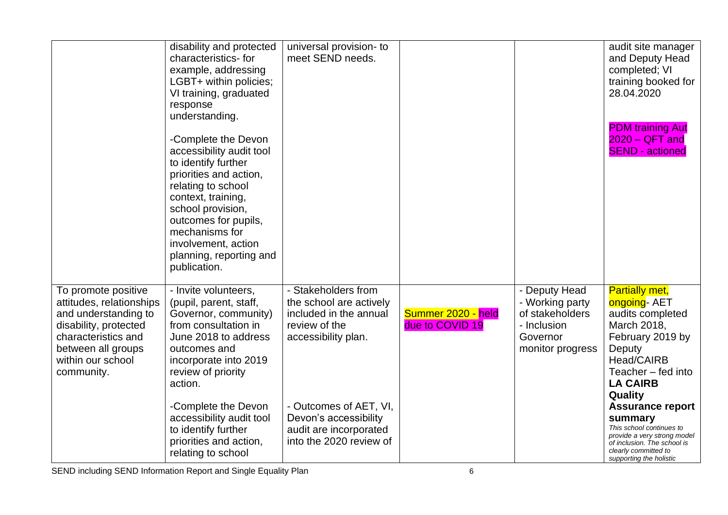| | | | | | |
|---|---|---|---|---|---|
| | disability and protected characteristics- for example, addressing LGBT+ within policies; VI training, graduated response understanding.<br><br>-Complete the Devon accessibility audit tool to identify further priorities and action, relating to school context, training, school provision, outcomes for pupils, mechanisms for involvement, action planning, reporting and publication. | universal provision- to meet SEND needs. | | | audit site manager and Deputy Head completed; VI training booked for 28.04.2020<br><br>PDM training Aut 2020 – QFT and SEND - actioned |
| To promote positive attitudes, relationships and understanding to disability, protected characteristics and between all groups within our school community. | - Invite volunteers, (pupil, parent, staff, Governor, community) from consultation in June 2018 to address outcomes and incorporate into 2019 review of priority action.<br><br>-Complete the Devon accessibility audit tool to identify further priorities and action, relating to school | - Stakeholders from the school are actively included in the annual review of the accessibility plan.<br><br>- Outcomes of AET, VI, Devon's accessibility audit are incorporated into the 2020 review of | Summer 2020 - held due to COVID 19 | - Deputy Head<br>- Working party of stakeholders<br>- Inclusion Governor monitor progress | Partially met, ongoing- AET audits completed March 2018, February 2019 by Deputy Head/CAIRB Teacher – fed into **LA CAIRB Quality Assurance report summary**<br>*This school continues to provide a very strong model of inclusion. The school is clearly committed to supporting the holistic* |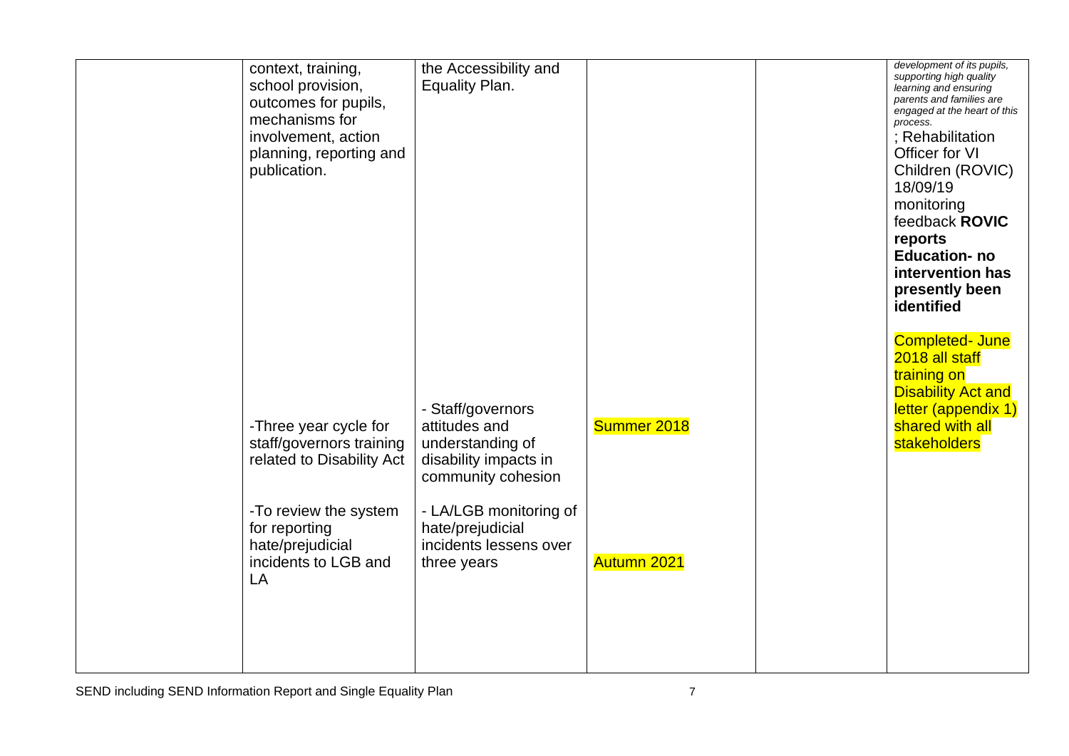|  |  |  |  |  |  |
|---|---|---|---|---|---|
|  | context, training, school provision, outcomes for pupils, mechanisms for involvement, action planning, reporting and publication. | the Accessibility and Equality Plan. |  |  | *development of its pupils, supporting high quality learning and ensuring parents and families are engaged at the heart of this process.* ; Rehabilitation Officer for VI Children (ROVIC) 18/09/19 monitoring feedback **ROVIC reports Education- no intervention has presently been identified** |
|  | -Three year cycle for staff/governors training related to Disability Act | - Staff/governors attitudes and understanding of disability impacts in community cohesion | Summer 2018 |  | Completed- June 2018 all staff training on Disability Act and letter (appendix 1) shared with all stakeholders |
|  | -To review the system for reporting hate/prejudicial incidents to LGB and LA | - LA/LGB monitoring of hate/prejudicial incidents lessens over three years | Autumn 2021 |  |  |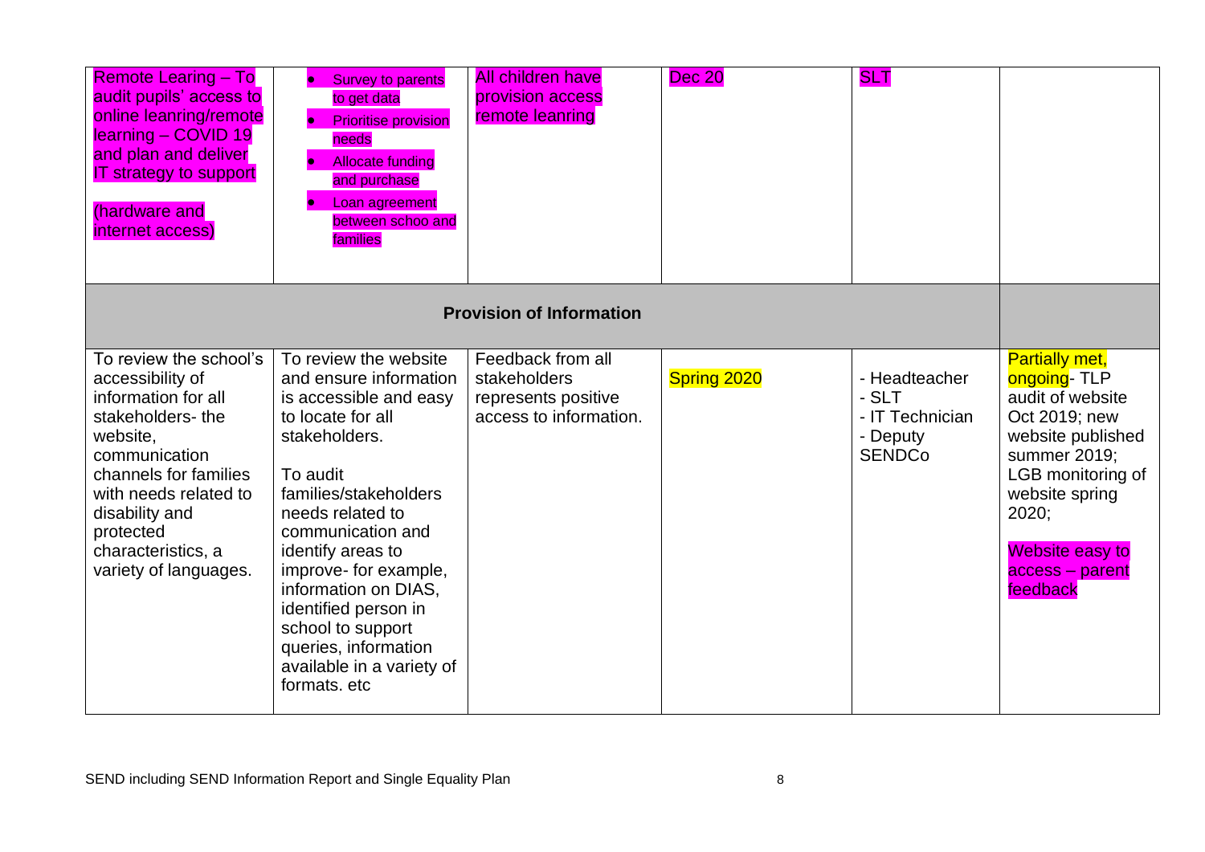| | | | | | |
|---|---|---|---|---|---|
| Remote Learing – To audit pupils' access to online leanring/remote learning – COVID 19 and plan and deliver IT strategy to support<br><br>(hardware and internet access) | • Survey to parents to get data<br>• Prioritise provision needs<br>• Allocate funding and purchase<br>• Loan agreement between schoo and families | All children have provision access remote leanring | Dec 20 | SLT | |
| **Provision of Information** | | | | | |
| To review the school's accessibility of information for all stakeholders- the website, communication channels for families with needs related to disability and protected characteristics, a variety of languages. | To review the website and ensure information is accessible and easy to locate for all stakeholders.<br><br>To audit families/stakeholders needs related to communication and identify areas to improve- for example, information on DIAS, identified person in school to support queries, information available in a variety of formats. etc | Feedback from all stakeholders represents positive access to information. | Spring 2020 | - Headteacher<br>- SLT<br>- IT Technician<br>- Deputy SENDCo | Partially met, ongoing- TLP audit of website Oct 2019; new website published summer 2019; LGB monitoring of website spring 2020;<br><br>Website easy to access – parent feedback |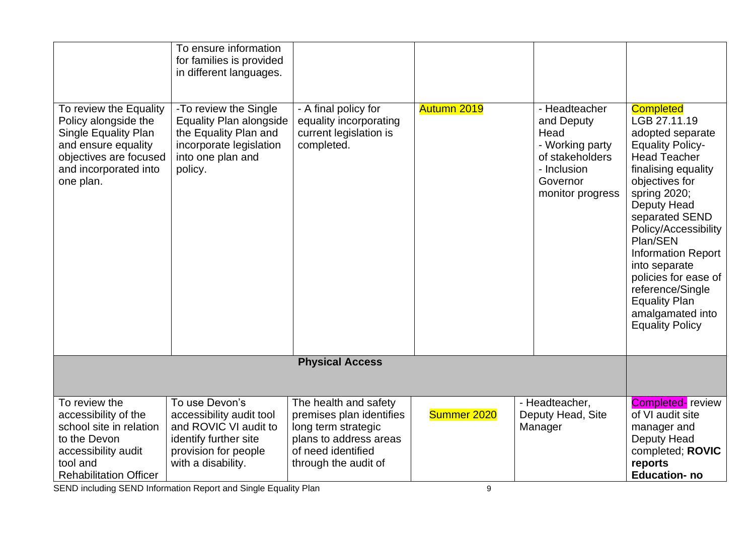| | | | | | |
|---|---|---|---|---|---|
| | To ensure information for families is provided in different languages. | | | | |
| To review the Equality Policy alongside the Single Equality Plan and ensure equality objectives are focused and incorporated into one plan. | -To review the Single Equality Plan alongside the Equality Plan and incorporate legislation into one plan and policy. | - A final policy for equality incorporating current legislation is completed. | Autumn 2019 | - Headteacher and Deputy Head<br>- Working party of stakeholders<br>- Inclusion Governor monitor progress | Completed<br>LGB 27.11.19 adopted separate Equality Policy- Head Teacher finalising equality objectives for spring 2020; Deputy Head separated SEND Policy/Accessibility Plan/SEN Information Report into separate policies for ease of reference/Single Equality Plan amalgamated into Equality Policy |
| | | **Physical Access** | | | |
| To review the accessibility of the school site in relation to the Devon accessibility audit tool and Rehabilitation Officer | To use Devon's accessibility audit tool and ROVIC VI audit to identify further site provision for people with a disability. | The health and safety premises plan identifies long term strategic plans to address areas of need identified through the audit of | Summer 2020 | - Headteacher, Deputy Head, Site Manager | Completed- review of VI audit site manager and Deputy Head completed; **ROVIC reports Education- no** |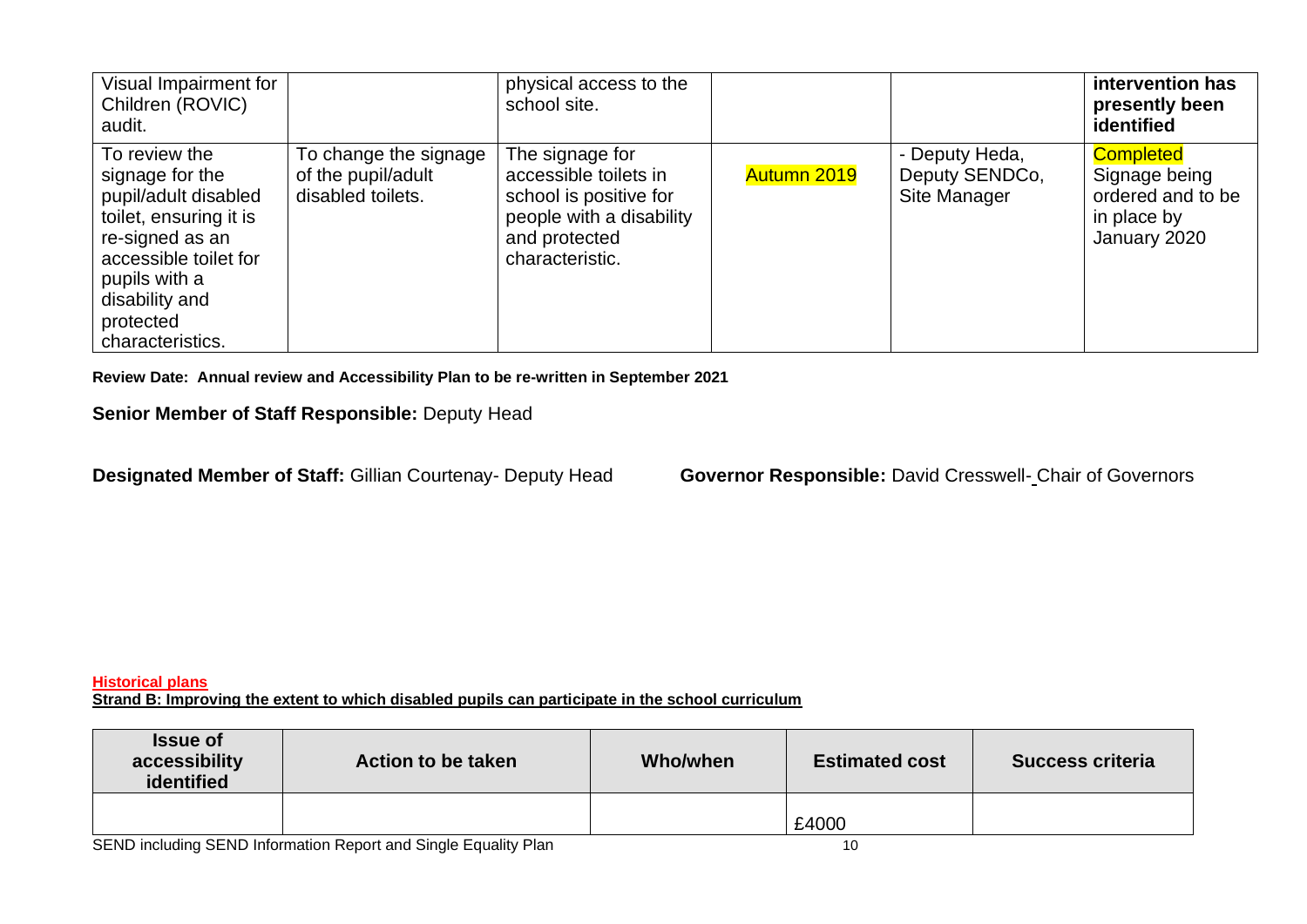| | | | | | |
|---|---|---|---|---|---|
| Visual Impairment for Children (ROVIC) audit. | | physical access to the school site. | | | **intervention has presently been identified** |
| To review the signage for the pupil/adult disabled toilet, ensuring it is re-signed as an accessible toilet for pupils with a disability and protected characteristics. | To change the signage of the pupil/adult disabled toilets. | The signage for accessible toilets in school is positive for people with a disability and protected characteristic. | Autumn 2019 | - Deputy Heda, Deputy SENDCo, Site Manager | Completed Signage being ordered and to be in place by January 2020 |

**Review Date: Annual review and Accessibility Plan to be re-written in September 2021**

**Senior Member of Staff Responsible:** Deputy Head

**Designated Member of Staff:** Gillian Courtenay- Deputy Head

**Governor Responsible:** David Cresswell- Chair of Governors

**Historical plans**

**Strand B: Improving the extent to which disabled pupils can participate in the school curriculum**

| Issue of accessibility identified | Action to be taken | Who/when | Estimated cost | Success criteria |
|---|---|---|---|---|
| | | | £4000 | |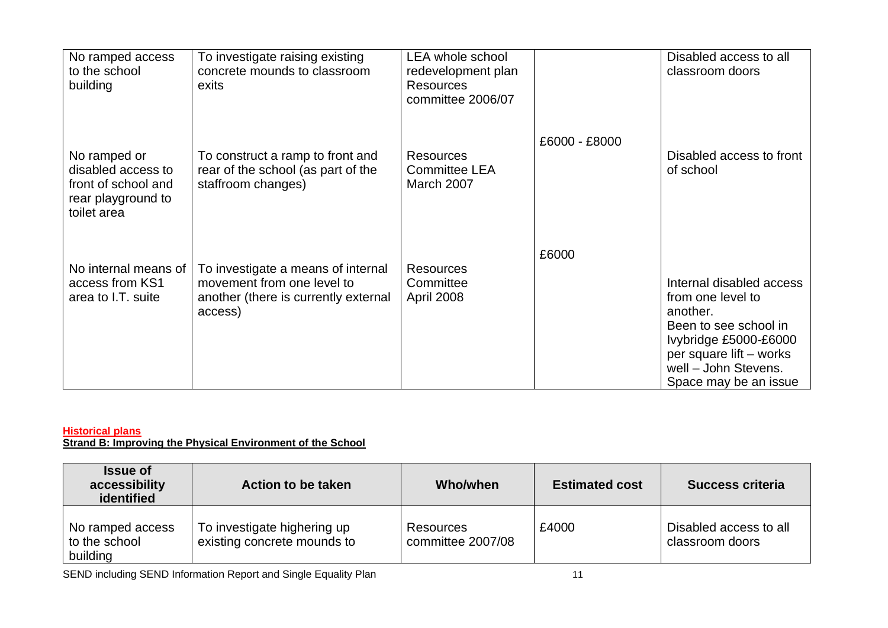| | | | | |
|---|---|---|---|---|
| No ramped access to the school building | To investigate raising existing concrete mounds to classroom exits | LEA whole school redevelopment plan Resources committee 2006/07 | | Disabled access to all classroom doors |
| No ramped or disabled access to front of school and rear playground to toilet area | To construct a ramp to front and rear of the school (as part of the staffroom changes) | Resources Committee LEA March 2007 | £6000 - £8000 | Disabled access to front of school |
| No internal means of access from KS1 area to I.T. suite | To investigate a means of internal movement from one level to another (there is currently external access) | Resources Committee April 2008 | £6000 | Internal disabled access from one level to another. Been to see school in Ivybridge £5000-£6000 per square lift – works well – John Stevens. Space may be an issue |

**Historical plans**

**Strand B: Improving the Physical Environment of the School**

| Issue of accessibility identified | Action to be taken | Who/when | Estimated cost | Success criteria |
|---|---|---|---|---|
| No ramped access to the school building | To investigate highering up existing concrete mounds to | Resources committee 2007/08 | £4000 | Disabled access to all classroom doors |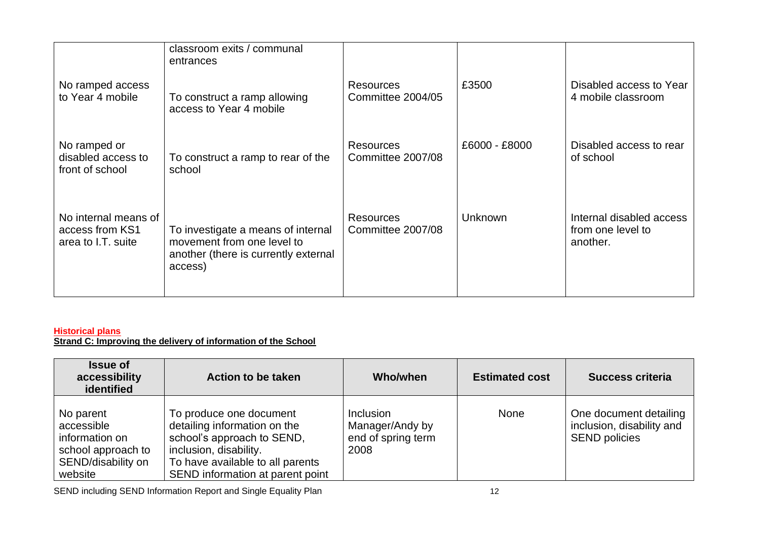| | classroom exits / communal entrances | | | |
|---|---|---|---|---|
| No ramped access to Year 4 mobile | To construct a ramp allowing access to Year 4 mobile | Resources Committee 2004/05 | £3500 | Disabled access to Year 4 mobile classroom |
| No ramped or disabled access to front of school | To construct a ramp to rear of the school | Resources Committee 2007/08 | £6000 - £8000 | Disabled access to rear of school |
| No internal means of access from KS1 area to I.T. suite | To investigate a means of internal movement from one level to another (there is currently external access) | Resources Committee 2007/08 | Unknown | Internal disabled access from one level to another. |

**Historical plans**

**Strand C: Improving the delivery of information of the School**

| Issue of accessibility identified | Action to be taken | Who/when | Estimated cost | Success criteria |
|---|---|---|---|---|
| No parent accessible information on school approach to SEND/disability on website | To produce one document detailing information on the school's approach to SEND, inclusion, disability. To have available to all parents SEND information at parent point | Inclusion Manager/Andy by end of spring term 2008 | None | One document detailing inclusion, disability and SEND policies |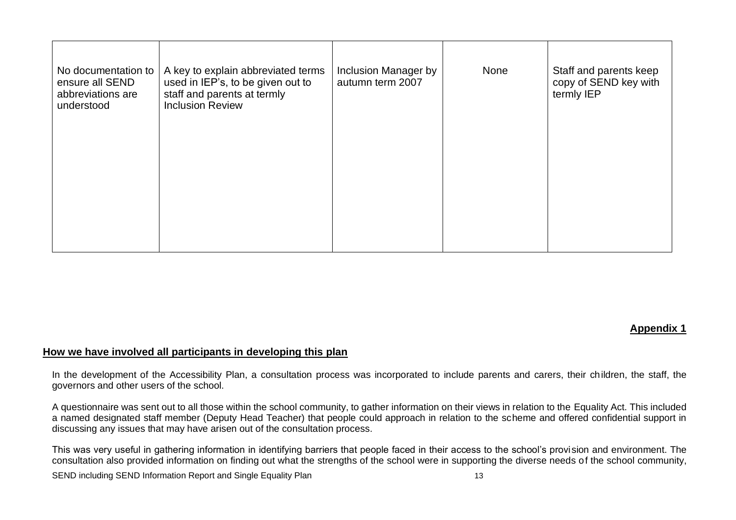| | | | | |
|---|---|---|---|---|
| No documentation to ensure all SEND abbreviations are understood | A key to explain abbreviated terms used in IEP's, to be given out to staff and parents at termly Inclusion Review | Inclusion Manager by autumn term 2007 | None | Staff and parents keep copy of SEND key with termly IEP |

**Appendix 1**

## How we have involved all participants in developing this plan

In the development of the Accessibility Plan, a consultation process was incorporated to include parents and carers, their children, the staff, the governors and other users of the school.

A questionnaire was sent out to all those within the school community, to gather information on their views in relation to the Equality Act. This included a named designated staff member (Deputy Head Teacher) that people could approach in relation to the scheme and offered confidential support in discussing any issues that may have arisen out of the consultation process.

This was very useful in gathering information in identifying barriers that people faced in their access to the school's provision and environment. The consultation also provided information on finding out what the strengths of the school were in supporting the diverse needs of the school community,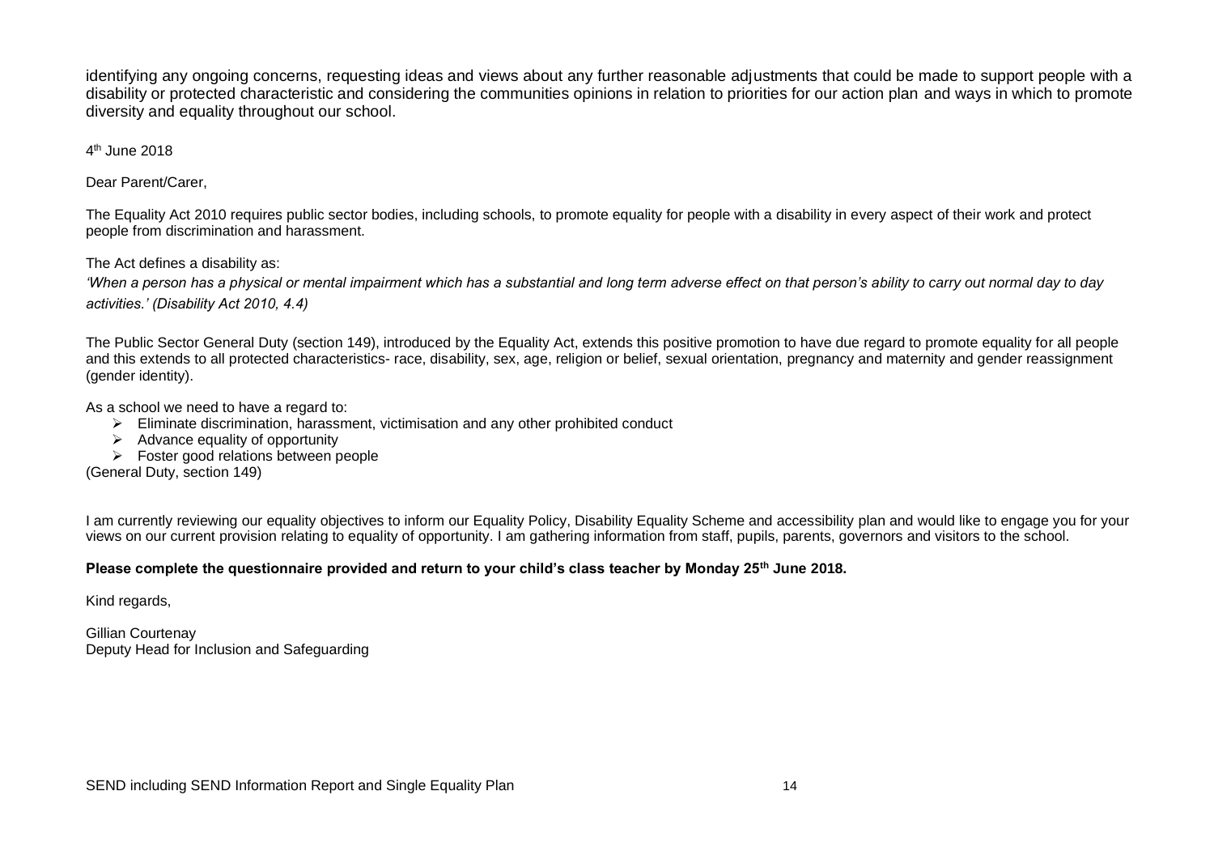identifying any ongoing concerns, requesting ideas and views about any further reasonable adjustments that could be made to support people with a disability or protected characteristic and considering the communities opinions in relation to priorities for our action plan and ways in which to promote diversity and equality throughout our school.

4th June 2018

Dear Parent/Carer,

The Equality Act 2010 requires public sector bodies, including schools, to promote equality for people with a disability in every aspect of their work and protect people from discrimination and harassment.

The Act defines a disability as:

*'When a person has a physical or mental impairment which has a substantial and long term adverse effect on that person's ability to carry out normal day to day activities.' (Disability Act 2010, 4.4)*

The Public Sector General Duty (section 149), introduced by the Equality Act, extends this positive promotion to have due regard to promote equality for all people and this extends to all protected characteristics- race, disability, sex, age, religion or belief, sexual orientation, pregnancy and maternity and gender reassignment (gender identity).

As a school we need to have a regard to:

- Eliminate discrimination, harassment, victimisation and any other prohibited conduct
- Advance equality of opportunity
- Foster good relations between people

(General Duty, section 149)

I am currently reviewing our equality objectives to inform our Equality Policy, Disability Equality Scheme and accessibility plan and would like to engage you for your views on our current provision relating to equality of opportunity. I am gathering information from staff, pupils, parents, governors and visitors to the school.

**Please complete the questionnaire provided and return to your child's class teacher by Monday 25th June 2018.**

Kind regards,

Gillian Courtenay
Deputy Head for Inclusion and Safeguarding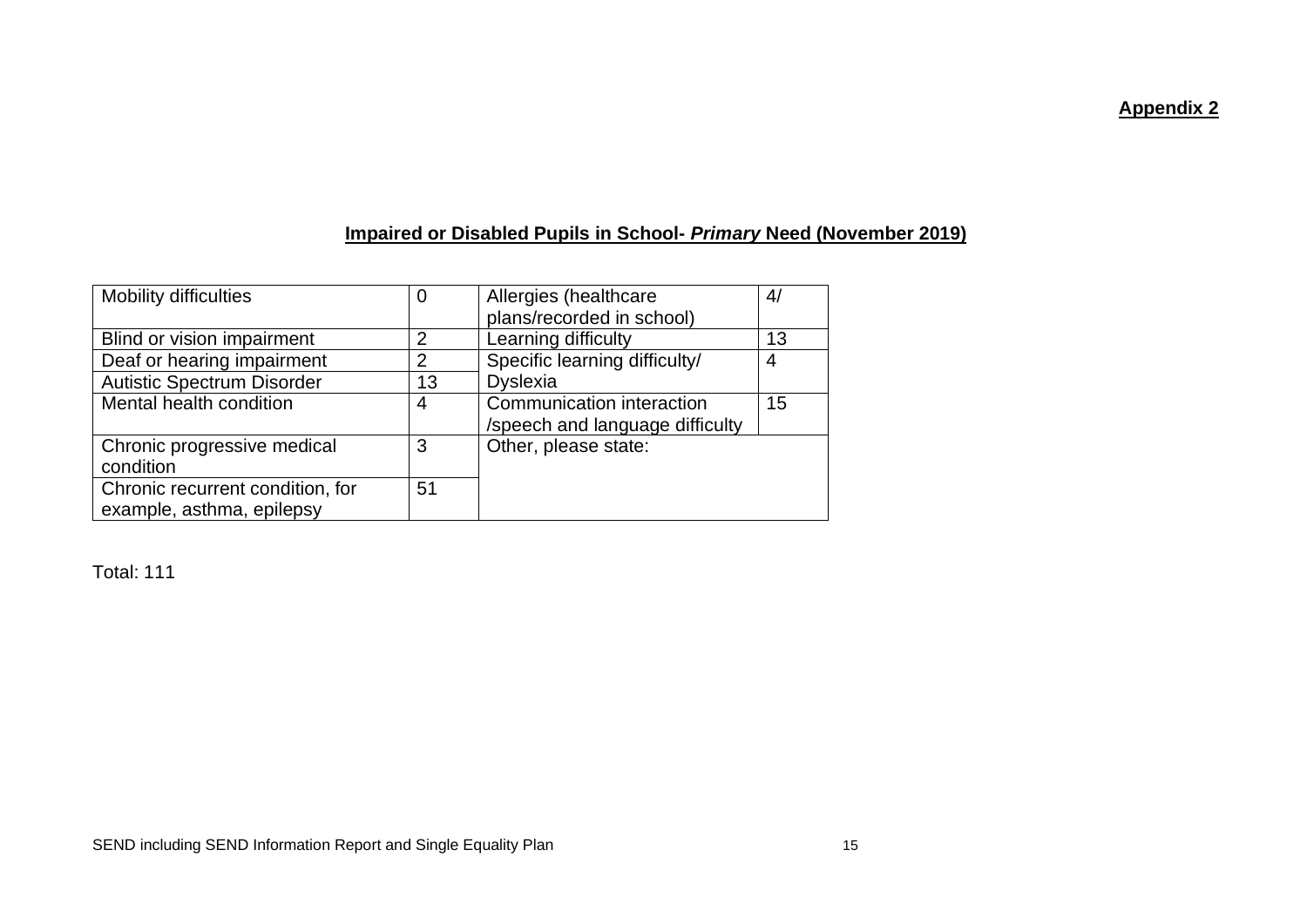**Appendix 2**

**Impaired or Disabled Pupils in School- *Primary* Need (November 2019)**

| | | | |
|---|---|---|---|
| Mobility difficulties | 0 | Allergies (healthcare plans/recorded in school) | 4/ |
| Blind or vision impairment | 2 | Learning difficulty | 13 |
| Deaf or hearing impairment | 2 | Specific learning difficulty/ Dyslexia | 4 |
| Autistic Spectrum Disorder | 13 | | |
| Mental health condition | 4 | Communication interaction /speech and language difficulty | 15 |
| Chronic progressive medical condition | 3 | Other, please state: | |
| Chronic recurrent condition, for example, asthma, epilepsy | 51 | | |

Total: 111